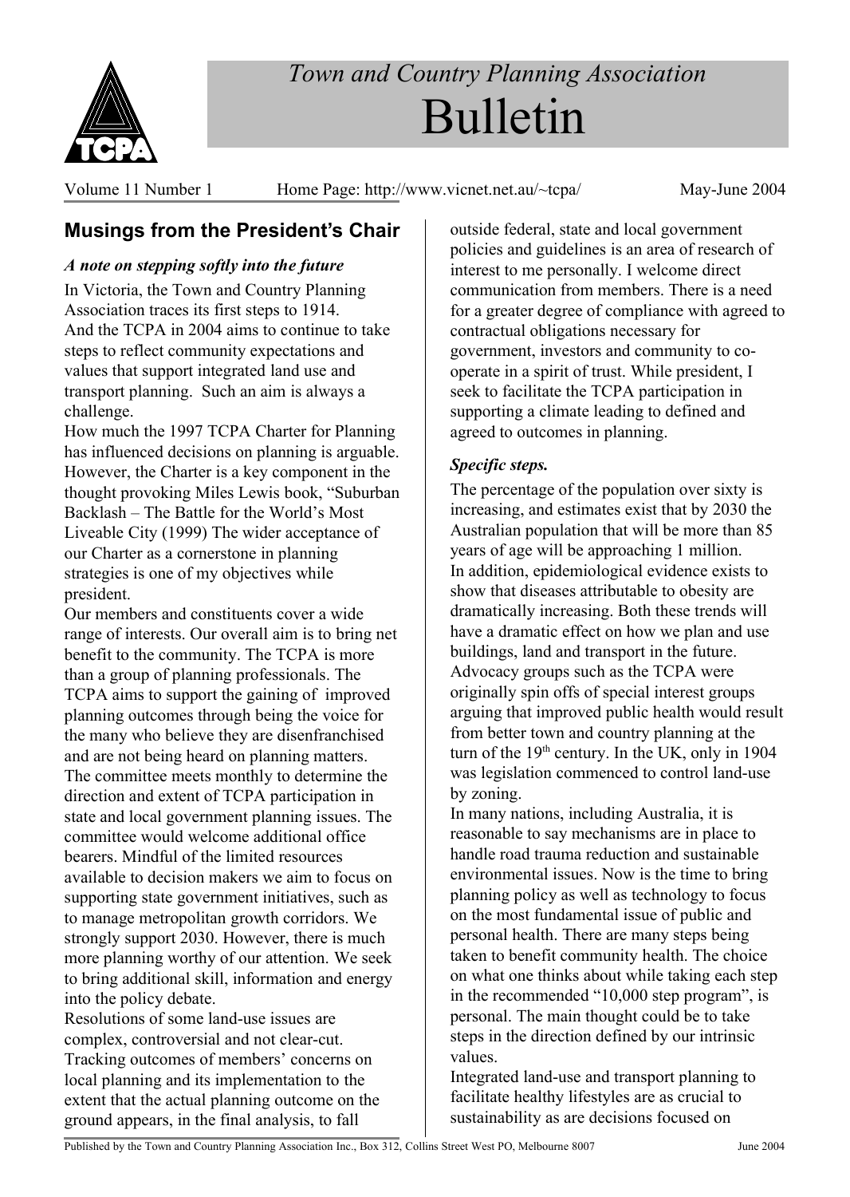# Town and Country Planning Association Bulletin

Volume 11 Number 1 Home Page: http://www.vicnet.net.au/~tcpa/ May-June 2004

## Musings from the President's Chair

### *A note on stepping softly into the future*

In Victoria, the Town and Country Planning Association traces its first steps to 1914. And the TCPA in 2004 aims to continue to take steps to reflect community expectations and values that support integrated land use and transport planning. Such an aim is always a challenge.

How much the 1997 TCPA Charter for Planning has influenced decisions on planning is arguable. However, the Charter is a key component in the thought provoking Miles Lewis book, "Suburban Backlash – The Battle for the World's Most Liveable City (1999) The wider acceptance of our Charter as a cornerstone in planning strategies is one of my objectives while president.

Our members and constituents cover a wide range of interests. Our overall aim is to bring net benefit to the community. The TCPA is more than a group of planning professionals. The TCPA aims to support the gaining of improved planning outcomes through being the voice for the many who believe they are disenfranchised and are not being heard on planning matters. The committee meets monthly to determine the direction and extent of TCPA participation in state and local government planning issues. The committee would welcome additional office bearers. Mindful of the limited resources available to decision makers we aim to focus on supporting state government initiatives, such as to manage metropolitan growth corridors. We strongly support 2030. However, there is much more planning worthy of our attention. We seek to bring additional skill, information and energy into the policy debate.

Resolutions of some land-use issues are complex, controversial and not clear-cut. Tracking outcomes of members' concerns on local planning and its implementation to the extent that the actual planning outcome on the ground appears, in the final analysis, to fall outside federal, state and local government policies and guidelines is an area of research of interest to me personally. I welcome direct communication from members. There is a need for a greater degree of compliance with agreed to contractual obligations necessary for government, investors and community to co-operate in a spirit of trust. While president, I seek to facilitate the TCPA participation in supporting a climate leading to defined and agreed to outcomes in planning.

### *Specific steps.*

The percentage of the population over sixty is increasing, and estimates exist that by 2030 the Australian population that will be more than 85 years of age will be approaching 1 million.

In addition, epidemiological evidence exists to show that diseases attributable to obesity are dramatically increasing. Both these trends will have a dramatic effect on how we plan and use buildings, land and transport in the future.

Advocacy groups such as the TCPA were originally spin offs of special interest groups arguing that improved public health would result from better town and country planning at the turn of the 19th century. In the UK, only in 1904 was legislation commenced to control land-use by zoning.

In many nations, including Australia, it is reasonable to say mechanisms are in place to handle road trauma reduction and sustainable environmental issues. Now is the time to bring planning policy as well as technology to focus on the most fundamental issue of public and personal health. There are many steps being taken to benefit community health. The choice on what one thinks about while taking each step in the recommended "10,000 step program", is personal. The main thought could be to take steps in the direction defined by our intrinsic values.

Integrated land-use and transport planning to facilitate healthy lifestyles are as crucial to sustainability as are decisions focused on

Published by the Town and Country Planning Association Inc., Box 312, Collins Street West PO, Melbourne 8007 June 2004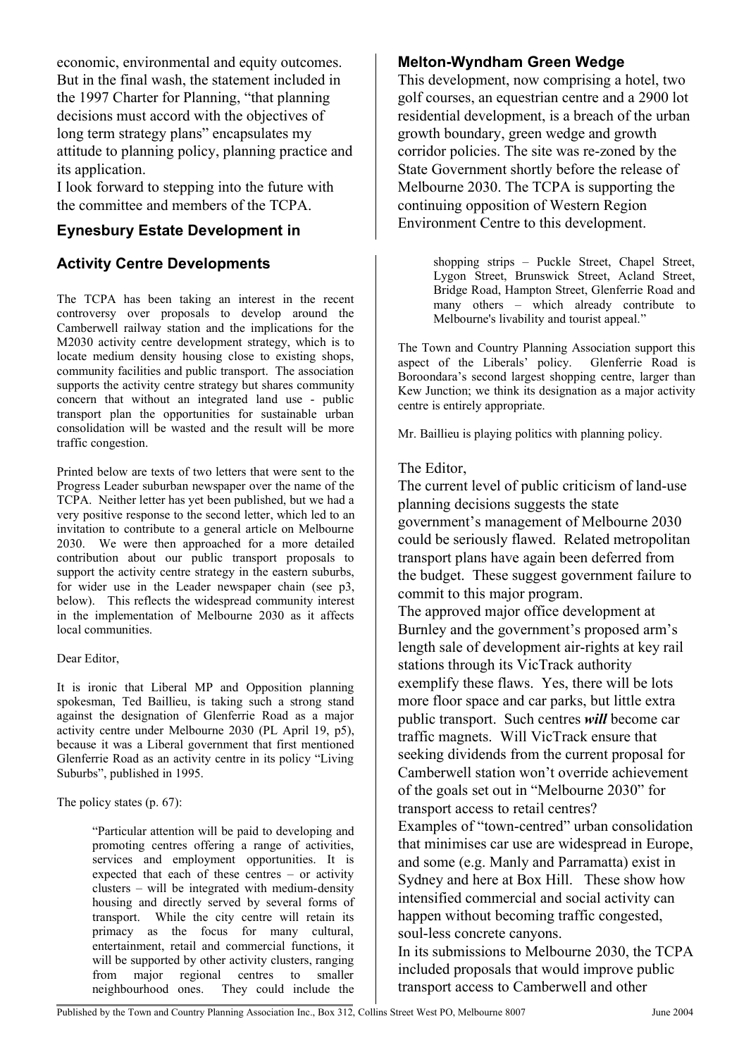economic, environmental and equity outcomes. But in the final wash, the statement included in the 1997 Charter for Planning, "that planning decisions must accord with the objectives of long term strategy plans" encapsulates my attitude to planning policy, planning practice and its application.

I look forward to stepping into the future with the committee and members of the TCPA.

## Eynesbury Estate Development in Melton-Wyndham Green Wedge

This development, now comprising a hotel, two golf courses, an equestrian centre and a 2900 lot residential development, is a breach of the urban growth boundary, green wedge and growth corridor policies. The site was re-zoned by the State Government shortly before the release of Melbourne 2030. The TCPA is supporting the continuing opposition of Western Region Environment Centre to this development.

## Activity Centre Developments

The TCPA has been taking an interest in the recent controversy over proposals to develop around the Camberwell railway station and the implications for the M2030 activity centre development strategy, which is to locate medium density housing close to existing shops, community facilities and public transport. The association supports the activity centre strategy but shares community concern that without an integrated land use - public transport plan the opportunities for sustainable urban consolidation will be wasted and the result will be more traffic congestion.

Printed below are texts of two letters that were sent to the Progress Leader suburban newspaper over the name of the TCPA. Neither letter has yet been published, but we had a very positive response to the second letter, which led to an invitation to contribute to a general article on Melbourne 2030. We were then approached for a more detailed contribution about our public transport proposals to support the activity centre strategy in the eastern suburbs, for wider use in the Leader newspaper chain (see p3, below). This reflects the widespread community interest in the implementation of Melbourne 2030 as it affects local communities.

Dear Editor,

It is ironic that Liberal MP and Opposition planning spokesman, Ted Baillieu, is taking such a strong stand against the designation of Glenferrie Road as a major activity centre under Melbourne 2030 (PL April 19, p5), because it was a Liberal government that first mentioned Glenferrie Road as an activity centre in its policy "Living Suburbs", published in 1995.

The policy states (p. 67):

> "Particular attention will be paid to developing and promoting centres offering a range of activities, services and employment opportunities. It is expected that each of these centres – or activity clusters – will be integrated with medium-density housing and directly served by several forms of transport. While the city centre will retain its primacy as the focus for many cultural, entertainment, retail and commercial functions, it will be supported by other activity clusters, ranging from major regional centres to smaller neighbourhood ones. They could include the shopping strips – Puckle Street, Chapel Street, Lygon Street, Brunswick Street, Acland Street, Bridge Road, Hampton Street, Glenferrie Road and many others – which already contribute to Melbourne's livability and tourist appeal."

The Town and Country Planning Association support this aspect of the Liberals' policy. Glenferrie Road is Boroondara's second largest shopping centre, larger than Kew Junction; we think its designation as a major activity centre is entirely appropriate.

Mr. Baillieu is playing politics with planning policy.

The Editor,

The current level of public criticism of land-use planning decisions suggests the state government's management of Melbourne 2030 could be seriously flawed. Related metropolitan transport plans have again been deferred from the budget. These suggest government failure to commit to this major program.

The approved major office development at Burnley and the government's proposed arm's length sale of development air-rights at key rail stations through its VicTrack authority exemplify these flaws. Yes, there will be lots more floor space and car parks, but little extra public transport. Such centres ***will*** become car traffic magnets. Will VicTrack ensure that seeking dividends from the current proposal for Camberwell station won't override achievement of the goals set out in "Melbourne 2030" for transport access to retail centres?

Examples of "town-centred" urban consolidation that minimises car use are widespread in Europe, and some (e.g. Manly and Parramatta) exist in Sydney and here at Box Hill. These show how intensified commercial and social activity can happen without becoming traffic congested, soul-less concrete canyons.

In its submissions to Melbourne 2030, the TCPA included proposals that would improve public transport access to Camberwell and other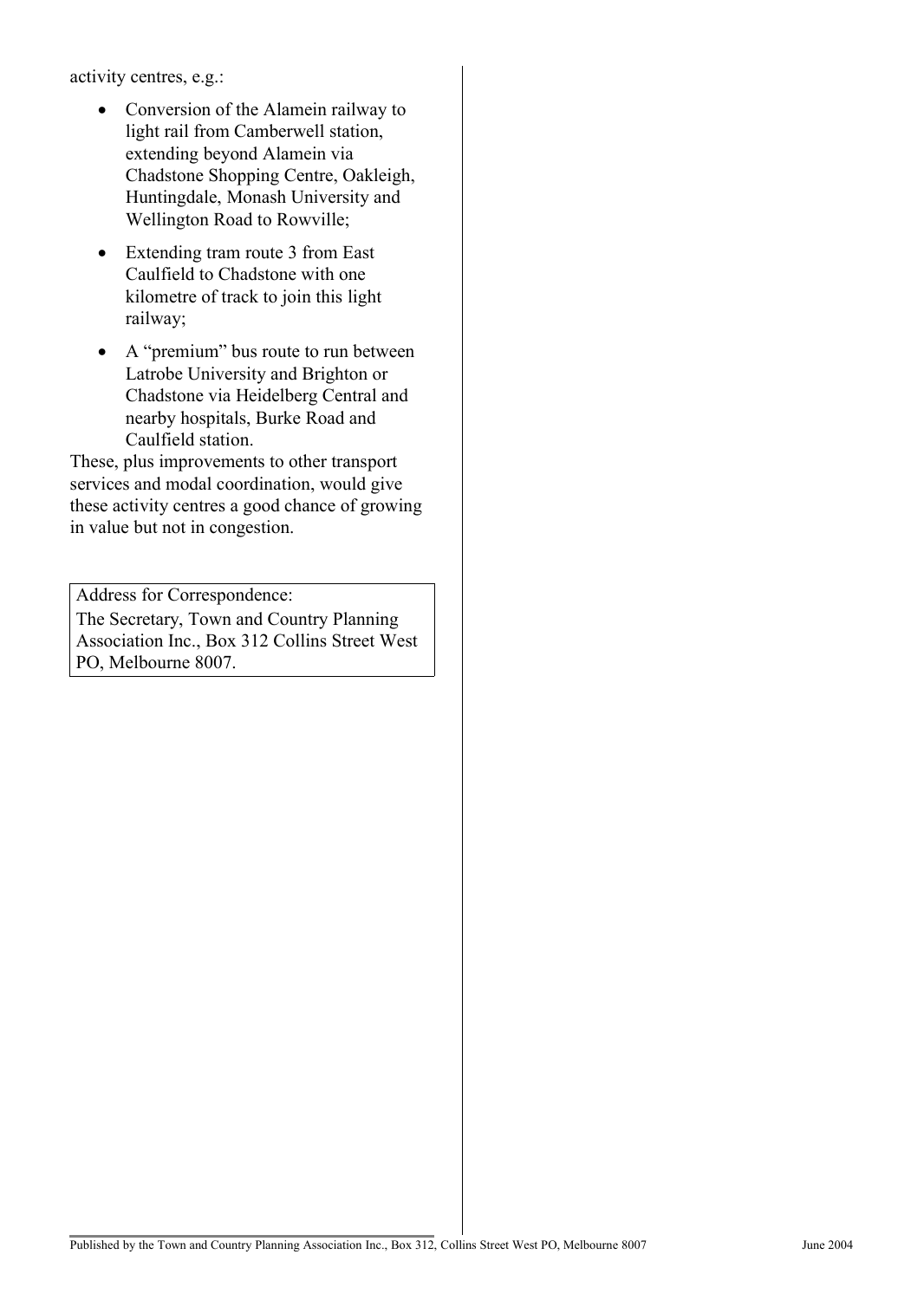activity centres, e.g.:

- Conversion of the Alamein railway to light rail from Camberwell station, extending beyond Alamein via Chadstone Shopping Centre, Oakleigh, Huntingdale, Monash University and Wellington Road to Rowville;
- Extending tram route 3 from East Caulfield to Chadstone with one kilometre of track to join this light railway;
- A "premium" bus route to run between Latrobe University and Brighton or Chadstone via Heidelberg Central and nearby hospitals, Burke Road and Caulfield station.

These, plus improvements to other transport services and modal coordination, would give these activity centres a good chance of growing in value but not in congestion.

| Address for Correspondence: The Secretary, Town and Country Planning Association Inc., Box 312 Collins Street West PO, Melbourne 8007. |
|---|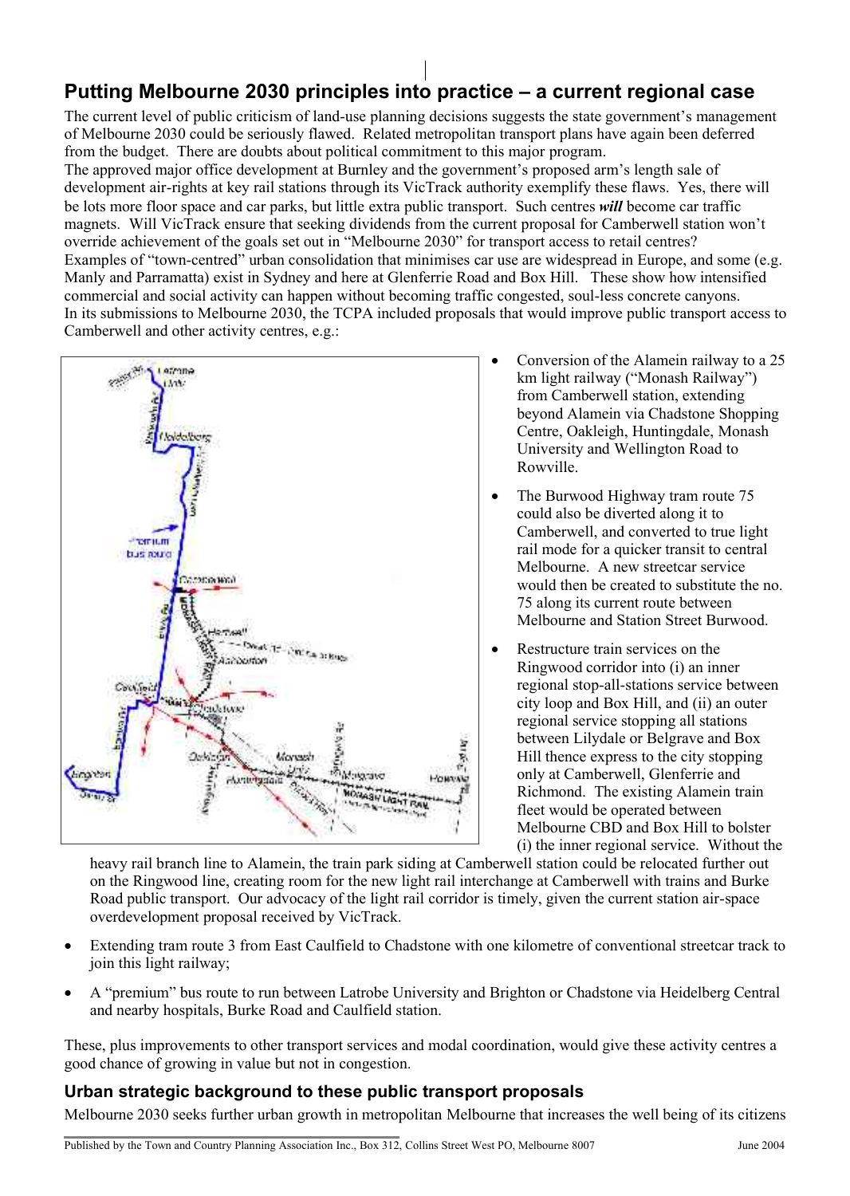## Putting Melbourne 2030 principles into practice – a current regional case

The current level of public criticism of land-use planning decisions suggests the state government's management of Melbourne 2030 could be seriously flawed. Related metropolitan transport plans have again been deferred from the budget. There are doubts about political commitment to this major program.

The approved major office development at Burnley and the government's proposed arm's length sale of development air-rights at key rail stations through its VicTrack authority exemplify these flaws. Yes, there will be lots more floor space and car parks, but little extra public transport. Such centres ***will*** become car traffic magnets. Will VicTrack ensure that seeking dividends from the current proposal for Camberwell station won't override achievement of the goals set out in "Melbourne 2030" for transport access to retail centres?

Examples of "town-centred" urban consolidation that minimises car use are widespread in Europe, and some (e.g. Manly and Parramatta) exist in Sydney and here at Glenferrie Road and Box Hill. These show how intensified commercial and social activity can happen without becoming traffic congested, soul-less concrete canyons.

In its submissions to Melbourne 2030, the TCPA included proposals that would improve public transport access to Camberwell and other activity centres, e.g.:

- Conversion of the Alamein railway to a 25 km light railway ("Monash Railway") from Camberwell station, extending beyond Alamein via Chadstone Shopping Centre, Oakleigh, Huntingdale, Monash University and Wellington Road to Rowville.
- The Burwood Highway tram route 75 could also be diverted along it to Camberwell, and converted to true light rail mode for a quicker transit to central Melbourne. A new streetcar service would then be created to substitute the no. 75 along its current route between Melbourne and Station Street Burwood.
- Restructure train services on the Ringwood corridor into (i) an inner regional stop-all-stations service between city loop and Box Hill, and (ii) an outer regional service stopping all stations between Lilydale or Belgrave and Box Hill thence express to the city stopping only at Camberwell, Glenferrie and Richmond. The existing Alamein train fleet would be operated between Melbourne CBD and Box Hill to bolster (i) the inner regional service. Without the heavy rail branch line to Alamein, the train park siding at Camberwell station could be relocated further out on the Ringwood line, creating room for the new light rail interchange at Camberwell with trains and Burke Road public transport. Our advocacy of the light rail corridor is timely, given the current station air-space overdevelopment proposal received by VicTrack.
- Extending tram route 3 from East Caulfield to Chadstone with one kilometre of conventional streetcar track to join this light railway;
- A "premium" bus route to run between Latrobe University and Brighton or Chadstone via Heidelberg Central and nearby hospitals, Burke Road and Caulfield station.

These, plus improvements to other transport services and modal coordination, would give these activity centres a good chance of growing in value but not in congestion.

### Urban strategic background to these public transport proposals

Melbourne 2030 seeks further urban growth in metropolitan Melbourne that increases the well being of its citizens

Published by the Town and Country Planning Association Inc., Box 312, Collins Street West PO, Melbourne 8007 June 2004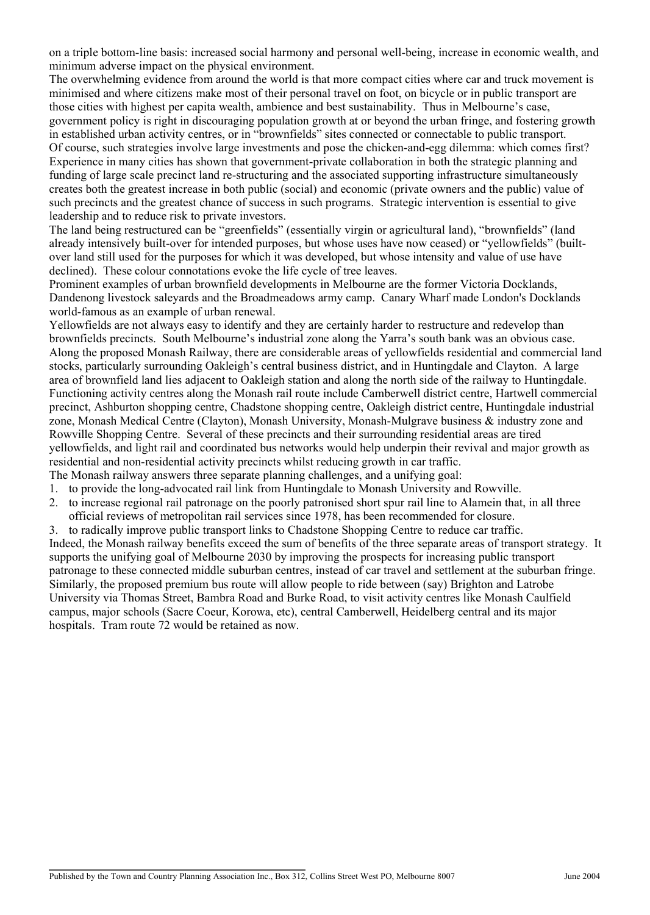on a triple bottom-line basis: increased social harmony and personal well-being, increase in economic wealth, and minimum adverse impact on the physical environment.

The overwhelming evidence from around the world is that more compact cities where car and truck movement is minimised and where citizens make most of their personal travel on foot, on bicycle or in public transport are those cities with highest per capita wealth, ambience and best sustainability. Thus in Melbourne's case, government policy is right in discouraging population growth at or beyond the urban fringe, and fostering growth in established urban activity centres, or in "brownfields" sites connected or connectable to public transport.

Of course, such strategies involve large investments and pose the chicken-and-egg dilemma: which comes first? Experience in many cities has shown that government-private collaboration in both the strategic planning and funding of large scale precinct land re-structuring and the associated supporting infrastructure simultaneously creates both the greatest increase in both public (social) and economic (private owners and the public) value of such precincts and the greatest chance of success in such programs. Strategic intervention is essential to give leadership and to reduce risk to private investors.

The land being restructured can be "greenfields" (essentially virgin or agricultural land), "brownfields" (land already intensively built-over for intended purposes, but whose uses have now ceased) or "yellowfields" (built-over land still used for the purposes for which it was developed, but whose intensity and value of use have declined). These colour connotations evoke the life cycle of tree leaves.

Prominent examples of urban brownfield developments in Melbourne are the former Victoria Docklands, Dandenong livestock saleyards and the Broadmeadows army camp. Canary Wharf made London's Docklands world-famous as an example of urban renewal.

Yellowfields are not always easy to identify and they are certainly harder to restructure and redevelop than brownfields precincts. South Melbourne's industrial zone along the Yarra's south bank was an obvious case. Along the proposed Monash Railway, there are considerable areas of yellowfields residential and commercial land stocks, particularly surrounding Oakleigh's central business district, and in Huntingdale and Clayton. A large area of brownfield land lies adjacent to Oakleigh station and along the north side of the railway to Huntingdale. Functioning activity centres along the Monash rail route include Camberwell district centre, Hartwell commercial precinct, Ashburton shopping centre, Chadstone shopping centre, Oakleigh district centre, Huntingdale industrial zone, Monash Medical Centre (Clayton), Monash University, Monash-Mulgrave business & industry zone and Rowville Shopping Centre. Several of these precincts and their surrounding residential areas are tired yellowfields, and light rail and coordinated bus networks would help underpin their revival and major growth as residential and non-residential activity precincts whilst reducing growth in car traffic.

The Monash railway answers three separate planning challenges, and a unifying goal:

1. to provide the long-advocated rail link from Huntingdale to Monash University and Rowville.
2. to increase regional rail patronage on the poorly patronised short spur rail line to Alamein that, in all three official reviews of metropolitan rail services since 1978, has been recommended for closure.
3. to radically improve public transport links to Chadstone Shopping Centre to reduce car traffic.

Indeed, the Monash railway benefits exceed the sum of benefits of the three separate areas of transport strategy. It supports the unifying goal of Melbourne 2030 by improving the prospects for increasing public transport patronage to these connected middle suburban centres, instead of car travel and settlement at the suburban fringe. Similarly, the proposed premium bus route will allow people to ride between (say) Brighton and Latrobe University via Thomas Street, Bambra Road and Burke Road, to visit activity centres like Monash Caulfield campus, major schools (Sacre Coeur, Korowa, etc), central Camberwell, Heidelberg central and its major hospitals. Tram route 72 would be retained as now.

Published by the Town and Country Planning Association Inc., Box 312, Collins Street West PO, Melbourne 8007 June 2004